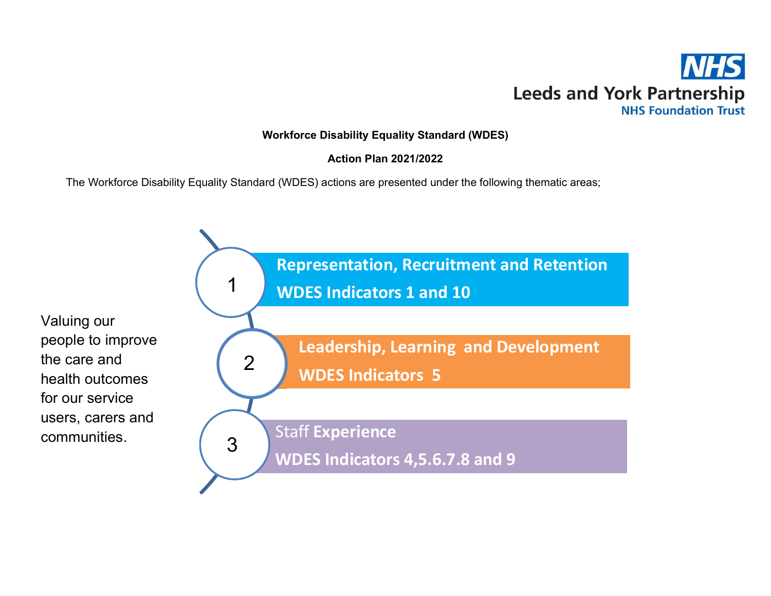Leeds and York Partnership NHS Foundation Trust

**Workforce Disability Equality Standard (WDES)**

**Action Plan 2021/2022**

The Workforce Disability Equality Standard (WDES) actions are presented under the following thematic areas;

Valuing our people to improve the care and health outcomes for our service users, carers and communities.

1. **Representation, Recruitment and Retention**
   **WDES Indicators 1 and 10**

2. **Leadership, Learning and Development**
   **WDES Indicators 5**

3. Staff **Experience**
   **WDES Indicators 4,5.6.7.8 and 9**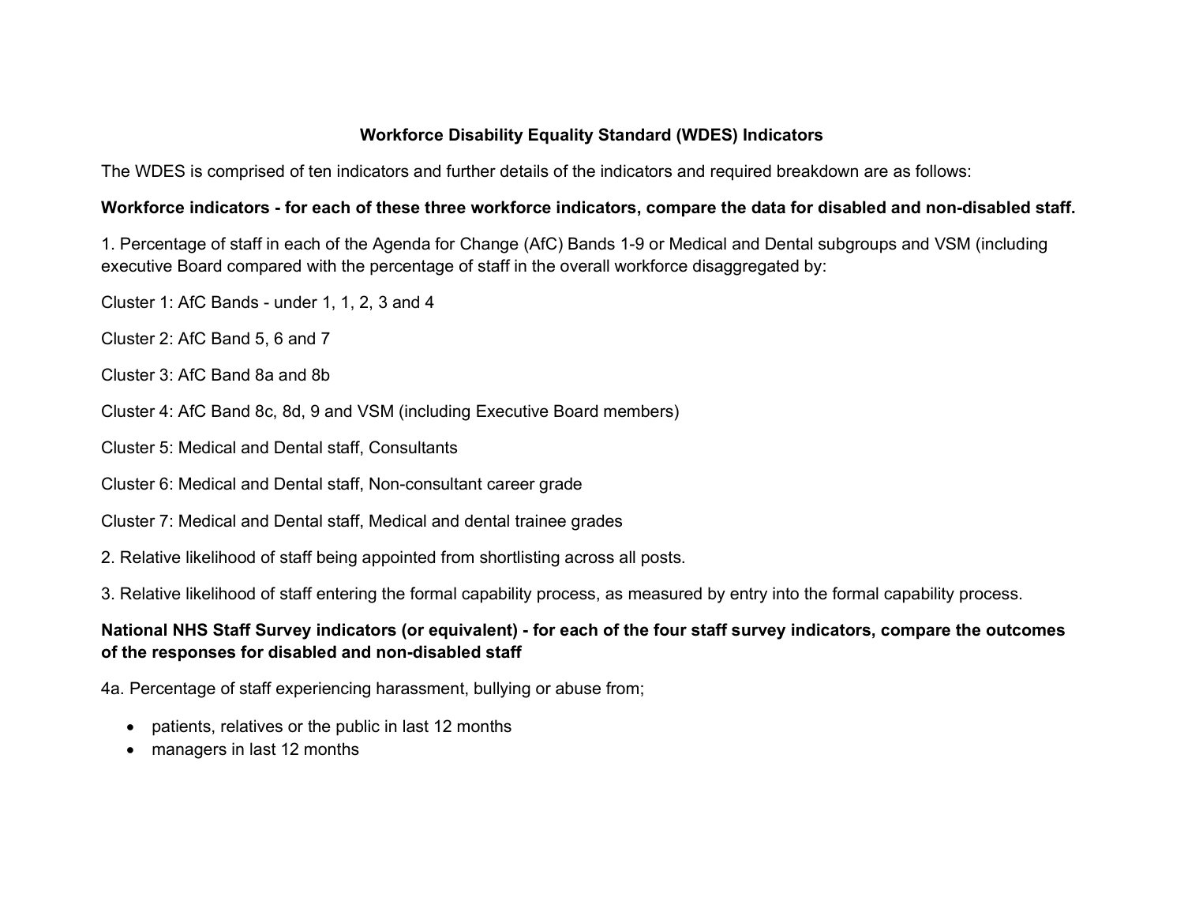## Workforce Disability Equality Standard (WDES) Indicators

The WDES is comprised of ten indicators and further details of the indicators and required breakdown are as follows:

**Workforce indicators - for each of these three workforce indicators, compare the data for disabled and non-disabled staff.**

1. Percentage of staff in each of the Agenda for Change (AfC) Bands 1-9 or Medical and Dental subgroups and VSM (including executive Board compared with the percentage of staff in the overall workforce disaggregated by:

Cluster 1: AfC Bands - under 1, 1, 2, 3 and 4

Cluster 2: AfC Band 5, 6 and 7

Cluster 3: AfC Band 8a and 8b

Cluster 4: AfC Band 8c, 8d, 9 and VSM (including Executive Board members)

Cluster 5: Medical and Dental staff, Consultants

Cluster 6: Medical and Dental staff, Non-consultant career grade

Cluster 7: Medical and Dental staff, Medical and dental trainee grades

2. Relative likelihood of staff being appointed from shortlisting across all posts.

3. Relative likelihood of staff entering the formal capability process, as measured by entry into the formal capability process.

**National NHS Staff Survey indicators (or equivalent) - for each of the four staff survey indicators, compare the outcomes of the responses for disabled and non-disabled staff**

4a. Percentage of staff experiencing harassment, bullying or abuse from;

- patients, relatives or the public in last 12 months
- managers in last 12 months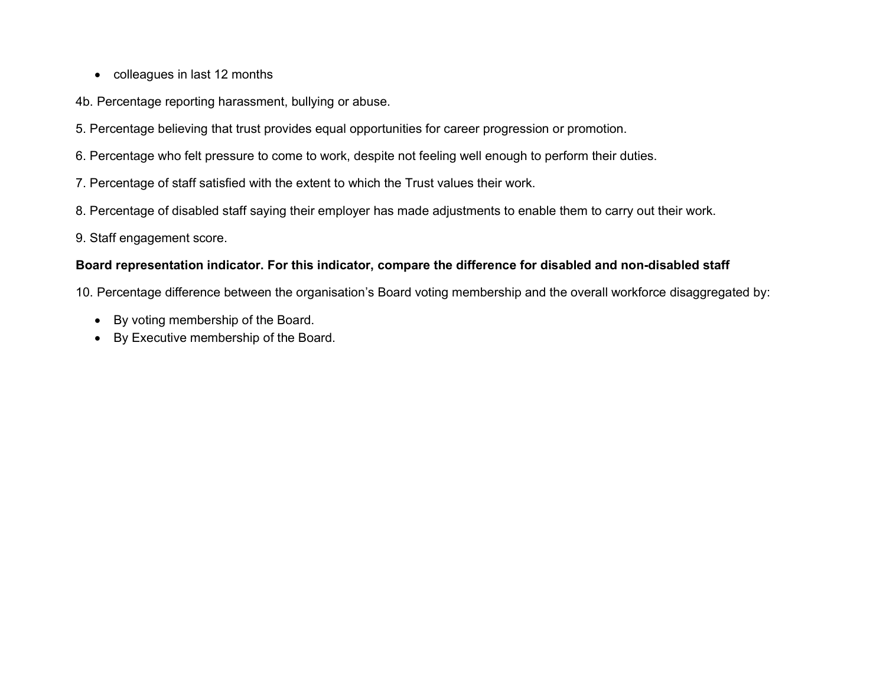- colleagues in last 12 months

4b. Percentage reporting harassment, bullying or abuse.

5. Percentage believing that trust provides equal opportunities for career progression or promotion.

6. Percentage who felt pressure to come to work, despite not feeling well enough to perform their duties.

7. Percentage of staff satisfied with the extent to which the Trust values their work.

8. Percentage of disabled staff saying their employer has made adjustments to enable them to carry out their work.

9. Staff engagement score.

**Board representation indicator. For this indicator, compare the difference for disabled and non-disabled staff**

10. Percentage difference between the organisation's Board voting membership and the overall workforce disaggregated by:

- By voting membership of the Board.
- By Executive membership of the Board.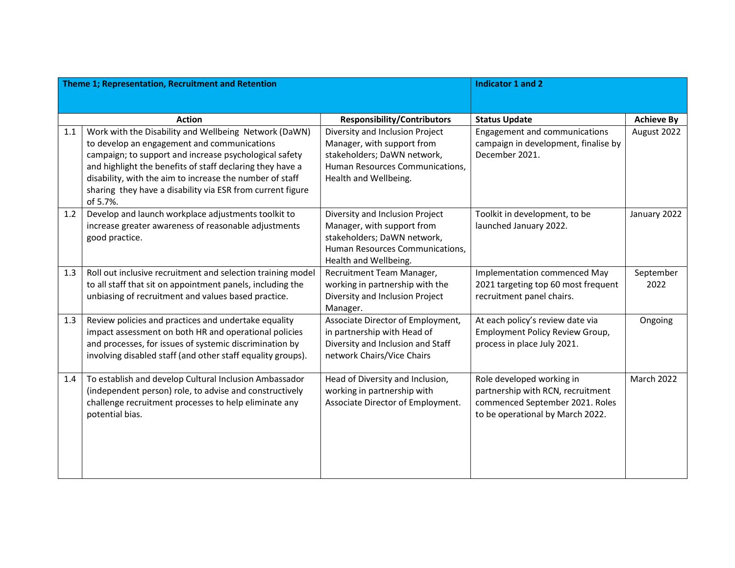| | Theme 1; Representation, Recruitment and Retention | | Indicator 1 and 2 | |
|---|---|---|---|---|
| | **Action** | **Responsibility/Contributors** | **Status Update** | **Achieve By** |
| 1.1 | Work with the Disability and Wellbeing Network (DaWN) to develop an engagement and communications campaign; to support and increase psychological safety and highlight the benefits of staff declaring they have a disability, with the aim to increase the number of staff sharing they have a disability via ESR from current figure of 5.7%. | Diversity and Inclusion Project Manager, with support from stakeholders; DaWN network, Human Resources Communications, Health and Wellbeing. | Engagement and communications campaign in development, finalise by December 2021. | August 2022 |
| 1.2 | Develop and launch workplace adjustments toolkit to increase greater awareness of reasonable adjustments good practice. | Diversity and Inclusion Project Manager, with support from stakeholders; DaWN network, Human Resources Communications, Health and Wellbeing. | Toolkit in development, to be launched January 2022. | January 2022 |
| 1.3 | Roll out inclusive recruitment and selection training model to all staff that sit on appointment panels, including the unbiasing of recruitment and values based practice. | Recruitment Team Manager, working in partnership with the Diversity and Inclusion Project Manager. | Implementation commenced May 2021 targeting top 60 most frequent recruitment panel chairs. | September 2022 |
| 1.3 | Review policies and practices and undertake equality impact assessment on both HR and operational policies and processes, for issues of systemic discrimination by involving disabled staff (and other staff equality groups). | Associate Director of Employment, in partnership with Head of Diversity and Inclusion and Staff network Chairs/Vice Chairs | At each policy's review date via Employment Policy Review Group, process in place July 2021. | Ongoing |
| 1.4 | To establish and develop Cultural Inclusion Ambassador (independent person) role, to advise and constructively challenge recruitment processes to help eliminate any potential bias. | Head of Diversity and Inclusion, working in partnership with Associate Director of Employment. | Role developed working in partnership with RCN, recruitment commenced September 2021. Roles to be operational by March 2022. | March 2022 |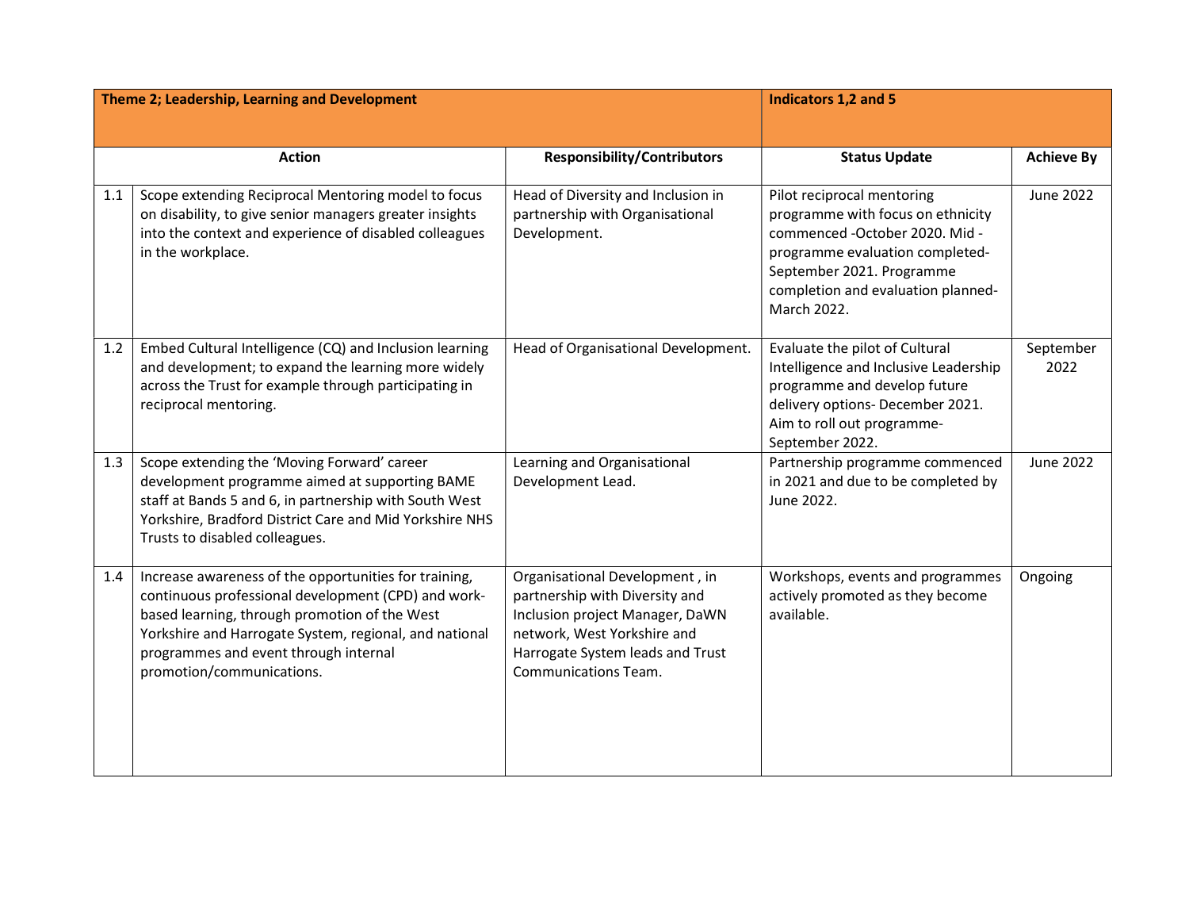| | Theme 2; Leadership, Learning and Development | | Indicators 1,2 and 5 | |
|---|---|---|---|---|
| | **Action** | **Responsibility/Contributors** | **Status Update** | **Achieve By** |
| 1.1 | Scope extending Reciprocal Mentoring model to focus on disability, to give senior managers greater insights into the context and experience of disabled colleagues in the workplace. | Head of Diversity and Inclusion in partnership with Organisational Development. | Pilot reciprocal mentoring programme with focus on ethnicity commenced -October 2020. Mid -programme evaluation completed-September 2021. Programme completion and evaluation planned-March 2022. | June 2022 |
| 1.2 | Embed Cultural Intelligence (CQ) and Inclusion learning and development; to expand the learning more widely across the Trust for example through participating in reciprocal mentoring. | Head of Organisational Development. | Evaluate the pilot of Cultural Intelligence and Inclusive Leadership programme and develop future delivery options- December 2021. Aim to roll out programme-September 2022. | September 2022 |
| 1.3 | Scope extending the 'Moving Forward' career development programme aimed at supporting BAME staff at Bands 5 and 6, in partnership with South West Yorkshire, Bradford District Care and Mid Yorkshire NHS Trusts to disabled colleagues. | Learning and Organisational Development Lead. | Partnership programme commenced in 2021 and due to be completed by June 2022. | June 2022 |
| 1.4 | Increase awareness of the opportunities for training, continuous professional development (CPD) and work-based learning, through promotion of the West Yorkshire and Harrogate System, regional, and national programmes and event through internal promotion/communications. | Organisational Development , in partnership with Diversity and Inclusion project Manager, DaWN network, West Yorkshire and Harrogate System leads and Trust Communications Team. | Workshops, events and programmes actively promoted as they become available. | Ongoing |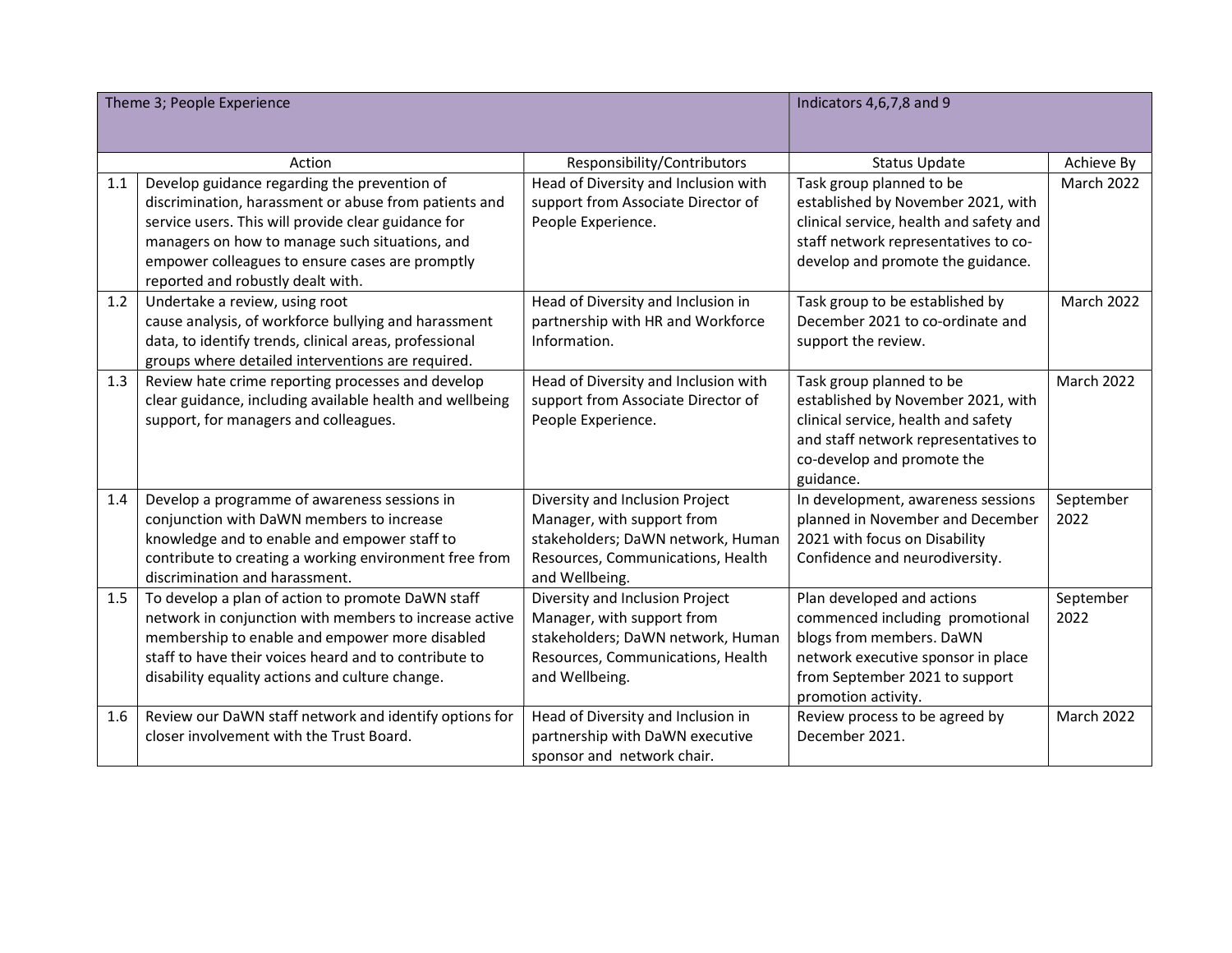| Theme 3; People Experience | | | Indicators 4,6,7,8 and 9 | |
|---|---|---|---|---|
| | Action | Responsibility/Contributors | Status Update | Achieve By |
| 1.1 | Develop guidance regarding the prevention of discrimination, harassment or abuse from patients and service users. This will provide clear guidance for managers on how to manage such situations, and empower colleagues to ensure cases are promptly reported and robustly dealt with. | Head of Diversity and Inclusion with support from Associate Director of People Experience. | Task group planned to be established by November 2021, with clinical service, health and safety and staff network representatives to co-develop and promote the guidance. | March 2022 |
| 1.2 | Undertake a review, using root cause analysis, of workforce bullying and harassment data, to identify trends, clinical areas, professional groups where detailed interventions are required. | Head of Diversity and Inclusion in partnership with HR and Workforce Information. | Task group to be established by December 2021 to co-ordinate and support the review. | March 2022 |
| 1.3 | Review hate crime reporting processes and develop clear guidance, including available health and wellbeing support, for managers and colleagues. | Head of Diversity and Inclusion with support from Associate Director of People Experience. | Task group planned to be established by November 2021, with clinical service, health and safety and staff network representatives to co-develop and promote the guidance. | March 2022 |
| 1.4 | Develop a programme of awareness sessions in conjunction with DaWN members to increase knowledge and to enable and empower staff to contribute to creating a working environment free from discrimination and harassment. | Diversity and Inclusion Project Manager, with support from stakeholders; DaWN network, Human Resources, Communications, Health and Wellbeing. | In development, awareness sessions planned in November and December 2021 with focus on Disability Confidence and neurodiversity. | September 2022 |
| 1.5 | To develop a plan of action to promote DaWN staff network in conjunction with members to increase active membership to enable and empower more disabled staff to have their voices heard and to contribute to disability equality actions and culture change. | Diversity and Inclusion Project Manager, with support from stakeholders; DaWN network, Human Resources, Communications, Health and Wellbeing. | Plan developed and actions commenced including promotional blogs from members. DaWN network executive sponsor in place from September 2021 to support promotion activity. | September 2022 |
| 1.6 | Review our DaWN staff network and identify options for closer involvement with the Trust Board. | Head of Diversity and Inclusion in partnership with DaWN executive sponsor and network chair. | Review process to be agreed by December 2021. | March 2022 |